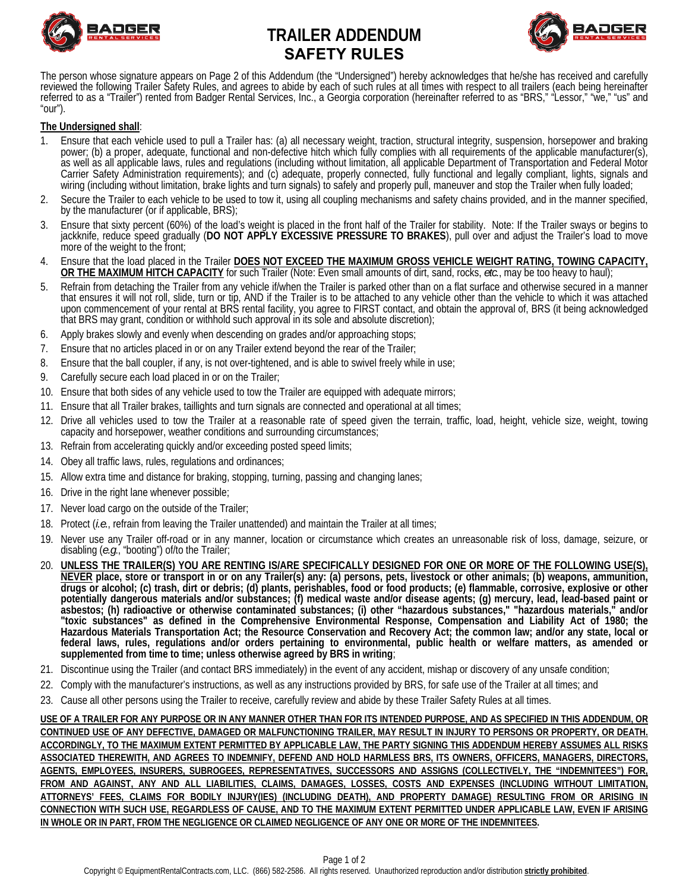# TRAILER ADDENDUM
## SAFETY RULES

The person whose signature appears on Page 2 of this Addendum (the "Undersigned") hereby acknowledges that he/she has received and carefully reviewed the following Trailer Safety Rules, and agrees to abide by each of such rules at all times with respect to all trailers (each being hereinafter referred to as a "Trailer") rented from Badger Rental Services, Inc., a Georgia corporation (hereinafter referred to as "BRS," "Lessor," "we," "us" and "our").

**The Undersigned shall**:

1. Ensure that each vehicle used to pull a Trailer has: (a) all necessary weight, traction, structural integrity, suspension, horsepower and braking power; (b) a proper, adequate, functional and non-defective hitch which fully complies with all requirements of the applicable manufacturer(s), as well as all applicable laws, rules and regulations (including without limitation, all applicable Department of Transportation and Federal Motor Carrier Safety Administration requirements); and (c) adequate, properly connected, fully functional and legally compliant, lights, signals and wiring (including without limitation, brake lights and turn signals) to safely and properly pull, maneuver and stop the Trailer when fully loaded;
2. Secure the Trailer to each vehicle to be used to tow it, using all coupling mechanisms and safety chains provided, and in the manner specified, by the manufacturer (or if applicable, BRS);
3. Ensure that sixty percent (60%) of the load's weight is placed in the front half of the Trailer for stability. Note: If the Trailer sways or begins to jackknife, reduce speed gradually (**DO NOT APPLY EXCESSIVE PRESSURE TO BRAKES**), pull over and adjust the Trailer's load to move more of the weight to the front;
4. Ensure that the load placed in the Trailer **DOES NOT EXCEED THE MAXIMUM GROSS VEHICLE WEIGHT RATING, TOWING CAPACITY, OR THE MAXIMUM HITCH CAPACITY** for such Trailer (Note: Even small amounts of dirt, sand, rocks, *etc.*, may be too heavy to haul);
5. Refrain from detaching the Trailer from any vehicle if/when the Trailer is parked other than on a flat surface and otherwise secured in a manner that ensures it will not roll, slide, turn or tip, AND if the Trailer is to be attached to any vehicle other than the vehicle to which it was attached upon commencement of your rental at BRS rental facility, you agree to FIRST contact, and obtain the approval of, BRS (it being acknowledged that BRS may grant, condition or withhold such approval in its sole and absolute discretion);
6. Apply brakes slowly and evenly when descending on grades and/or approaching stops;
7. Ensure that no articles placed in or on any Trailer extend beyond the rear of the Trailer;
8. Ensure that the ball coupler, if any, is not over-tightened, and is able to swivel freely while in use;
9. Carefully secure each load placed in or on the Trailer;
10. Ensure that both sides of any vehicle used to tow the Trailer are equipped with adequate mirrors;
11. Ensure that all Trailer brakes, taillights and turn signals are connected and operational at all times;
12. Drive all vehicles used to tow the Trailer at a reasonable rate of speed given the terrain, traffic, load, height, vehicle size, weight, towing capacity and horsepower, weather conditions and surrounding circumstances;
13. Refrain from accelerating quickly and/or exceeding posted speed limits;
14. Obey all traffic laws, rules, regulations and ordinances;
15. Allow extra time and distance for braking, stopping, turning, passing and changing lanes;
16. Drive in the right lane whenever possible;
17. Never load cargo on the outside of the Trailer;
18. Protect (*i.e.*, refrain from leaving the Trailer unattended) and maintain the Trailer at all times;
19. Never use any Trailer off-road or in any manner, location or circumstance which creates an unreasonable risk of loss, damage, seizure, or disabling (*e.g.*, "booting") of/to the Trailer;
20. **UNLESS THE TRAILER(S) YOU ARE RENTING IS/ARE SPECIFICALLY DESIGNED FOR ONE OR MORE OF THE FOLLOWING USE(S), NEVER place, store or transport in or on any Trailer(s) any: (a) persons, pets, livestock or other animals; (b) weapons, ammunition, drugs or alcohol; (c) trash, dirt or debris; (d) plants, perishables, food or food products; (e) flammable, corrosive, explosive or other potentially dangerous materials and/or substances; (f) medical waste and/or disease agents; (g) mercury, lead, lead-based paint or asbestos; (h) radioactive or otherwise contaminated substances; (i) other "hazardous substances," "hazardous materials," and/or "toxic substances" as defined in the Comprehensive Environmental Response, Compensation and Liability Act of 1980; the Hazardous Materials Transportation Act; the Resource Conservation and Recovery Act; the common law; and/or any state, local or federal laws, rules, regulations and/or orders pertaining to environmental, public health or welfare matters, as amended or supplemented from time to time; unless otherwise agreed by BRS in writing**;
21. Discontinue using the Trailer (and contact BRS immediately) in the event of any accident, mishap or discovery of any unsafe condition;
22. Comply with the manufacturer's instructions, as well as any instructions provided by BRS, for safe use of the Trailer at all times; and
23. Cause all other persons using the Trailer to receive, carefully review and abide by these Trailer Safety Rules at all times.

**USE OF A TRAILER FOR ANY PURPOSE OR IN ANY MANNER OTHER THAN FOR ITS INTENDED PURPOSE, AND AS SPECIFIED IN THIS ADDENDUM, OR CONTINUED USE OF ANY DEFECTIVE, DAMAGED OR MALFUNCTIONING TRAILER, MAY RESULT IN INJURY TO PERSONS OR PROPERTY, OR DEATH. ACCORDINGLY, TO THE MAXIMUM EXTENT PERMITTED BY APPLICABLE LAW, THE PARTY SIGNING THIS ADDENDUM HEREBY ASSUMES ALL RISKS ASSOCIATED THEREWITH, AND AGREES TO INDEMNIFY, DEFEND AND HOLD HARMLESS BRS, ITS OWNERS, OFFICERS, MANAGERS, DIRECTORS, AGENTS, EMPLOYEES, INSURERS, SUBROGEES, REPRESENTATIVES, SUCCESSORS AND ASSIGNS (COLLECTIVELY, THE "INDEMNITEES") FOR, FROM AND AGAINST, ANY AND ALL LIABILITIES, CLAIMS, DAMAGES, LOSSES, COSTS AND EXPENSES (INCLUDING WITHOUT LIMITATION, ATTORNEYS' FEES, CLAIMS FOR BODILY INJURY(IES) (INCLUDING DEATH), AND PROPERTY DAMAGE) RESULTING FROM OR ARISING IN CONNECTION WITH SUCH USE, REGARDLESS OF CAUSE, AND TO THE MAXIMUM EXTENT PERMITTED UNDER APPLICABLE LAW, EVEN IF ARISING IN WHOLE OR IN PART, FROM THE NEGLIGENCE OR CLAIMED NEGLIGENCE OF ANY ONE OR MORE OF THE INDEMNITEES.**

Copyright © EquipmentRentalContracts.com, LLC. (866) 582-2586. All rights reserved. Unauthorized reproduction and/or distribution **strictly prohibited**.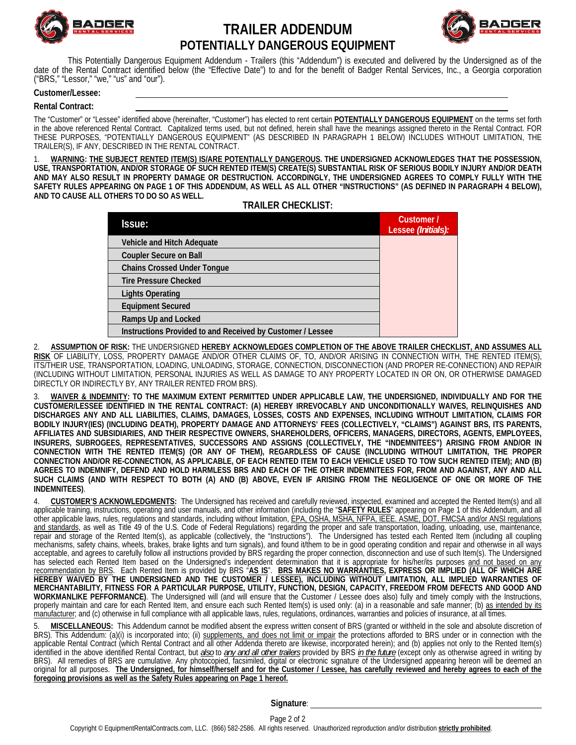# TRAILER ADDENDUM

## POTENTIALLY DANGEROUS EQUIPMENT

This Potentially Dangerous Equipment Addendum - Trailers (this "Addendum") is executed and delivered by the Undersigned as of the date of the Rental Contract identified below (the "Effective Date") to and for the benefit of Badger Rental Services, Inc., a Georgia corporation ("BRS," "Lessor," "we," "us" and "our").

**Customer/Lessee:** ______________________________

**Rental Contract:** ______________________________

The "Customer" or "Lessee" identified above (hereinafter, "Customer") has elected to rent certain **POTENTIALLY DANGEROUS EQUIPMENT** on the terms set forth in the above referenced Rental Contract. Capitalized terms used, but not defined, herein shall have the meanings assigned thereto in the Rental Contract. FOR THESE PURPOSES, "POTENTIALLY DANGEROUS EQUIPMENT" (AS DESCRIBED IN PARAGRAPH 1 BELOW) INCLUDES WITHOUT LIMITATION, THE TRAILER(S), IF ANY, DESCRIBED IN THE RENTAL CONTRACT.

1. **WARNING: THE SUBJECT RENTED ITEM(S) IS/ARE POTENTIALLY DANGEROUS. THE UNDERSIGNED ACKNOWLEDGES THAT THE POSSESSION, USE, TRANSPORTATION, AND/OR STORAGE OF SUCH RENTED ITEM(S) CREATE(S) SUBSTANTIAL RISK OF SERIOUS BODILY INJURY AND/OR DEATH AND MAY ALSO RESULT IN PROPERTY DAMAGE OR DESTRUCTION. ACCORDINGLY, THE UNDERSIGNED AGREES TO COMPLY FULLY WITH THE SAFETY RULES APPEARING ON PAGE 1 OF THIS ADDENDUM, AS WELL AS ALL OTHER "INSTRUCTIONS" (AS DEFINED IN PARAGRAPH 4 BELOW), AND TO CAUSE ALL OTHERS TO DO SO AS WELL.**

### TRAILER CHECKLIST:

| Issue: | Customer / Lessee (*Initials*): |
|---|---|
| Vehicle and Hitch Adequate | |
| Coupler Secure on Ball | |
| Chains Crossed Under Tongue | |
| Tire Pressure Checked | |
| Lights Operating | |
| Equipment Secured | |
| Ramps Up and Locked | |
| Instructions Provided to and Received by Customer / Lessee | |

2. **ASSUMPTION OF RISK:** THE UNDERSIGNED **HEREBY ACKNOWLEDGES COMPLETION OF THE ABOVE TRAILER CHECKLIST, AND ASSUMES ALL RISK** OF LIABILITY, LOSS, PROPERTY DAMAGE AND/OR OTHER CLAIMS OF, TO, AND/OR ARISING IN CONNECTION WITH, THE RENTED ITEM(S), ITS/THEIR USE, TRANSPORTATION, LOADING, UNLOADING, STORAGE, CONNECTION, DISCONNECTION (AND PROPER RE-CONNECTION) AND REPAIR (INCLUDING WITHOUT LIMITATION, PERSONAL INJURIES AS WELL AS DAMAGE TO ANY PROPERTY LOCATED IN OR ON, OR OTHERWISE DAMAGED DIRECTLY OR INDIRECTLY BY, ANY TRAILER RENTED FROM BRS).

3. **WAIVER & INDEMNITY: TO THE MAXIMUM EXTENT PERMITTED UNDER APPLICABLE LAW, THE UNDERSIGNED, INDIVIDUALLY AND FOR THE CUSTOMER/LESSEE IDENTIFIED IN THE RENTAL CONTRACT: (A) HEREBY IRREVOCABLY AND UNCONDITIONALLY WAIVES, RELINQUISHES AND DISCHARGES ANY AND ALL LIABILITIES, CLAIMS, DAMAGES, LOSSES, COSTS AND EXPENSES, INCLUDING WITHOUT LIMITATION, CLAIMS FOR BODILY INJURY(IES) (INCLUDING DEATH), PROPERTY DAMAGE AND ATTORNEYS' FEES (COLLECTIVELY, "CLAIMS") AGAINST BRS, ITS PARENTS, AFFILIATES AND SUBSIDIARIES, AND THEIR RESPECTIVE OWNERS, SHAREHOLDERS, OFFICERS, MANAGERS, DIRECTORS, AGENTS, EMPLOYEES, INSURERS, SUBROGEES, REPRESENTATIVES, SUCCESSORS AND ASSIGNS (COLLECTIVELY, THE "INDEMNITEES") ARISING FROM AND/OR IN CONNECTION WITH THE RENTED ITEM(S) (OR ANY OF THEM), REGARDLESS OF CAUSE (INCLUDING WITHOUT LIMITATION, THE PROPER CONNECTION AND/OR RE-CONNECTION, AS APPLICABLE, OF EACH RENTED ITEM TO EACH VEHICLE USED TO TOW SUCH RENTED ITEM); AND (B) AGREES TO INDEMNIFY, DEFEND AND HOLD HARMLESS BRS AND EACH OF THE OTHER INDEMNITEES FOR, FROM AND AGAINST, ANY AND ALL SUCH CLAIMS (AND WITH RESPECT TO BOTH (A) AND (B) ABOVE, EVEN IF ARISING FROM THE NEGLIGENCE OF ONE OR MORE OF THE INDEMNITEES)**.

4. **CUSTOMER'S ACKNOWLEDGMENTS:** The Undersigned has received and carefully reviewed, inspected, examined and accepted the Rented Item(s) and all applicable training, instructions, operating and user manuals, and other information (including the "**SAFETY RULES**" appearing on Page 1 of this Addendum, and all other applicable laws, rules, regulations and standards, including without limitation, EPA, OSHA, MSHA, NFPA, IEEE. ASME, DOT, FMCSA and/or ANSI regulations and standards, as well as Title 49 of the U.S. Code of Federal Regulations) regarding the proper and safe transportation, loading, unloading, use, maintenance, repair and storage of the Rented Item(s), as applicable (collectively, the "Instructions"). The Undersigned has tested each Rented Item (including all coupling mechanisms, safety chains, wheels, brakes, brake lights and turn signals), and found it/them to be in good operating condition and repair and otherwise in all ways acceptable, and agrees to carefully follow all instructions provided by BRS regarding the proper connection, disconnection and use of such Item(s). The Undersigned has selected each Rented Item based on the Undersigned's independent determination that it is appropriate for his/her/its purposes and not based on any recommendation by BRS. Each Rented Item is provided by BRS "**AS IS**". **BRS MAKES NO WARRANTIES, EXPRESS OR IMPLIED (ALL OF WHICH ARE HEREBY WAIVED BY THE UNDERSIGNED AND THE CUSTOMER / LESSEE), INCLUDING WITHOUT LIMITATION, ALL IMPLIED WARRANTIES OF MERCHANTABILITY, FITNESS FOR A PARTICULAR PURPOSE, UTILITY, FUNCTION, DESIGN, CAPACITY, FREEDOM FROM DEFECTS AND GOOD AND WORKMANLIKE PEFFORMANCE)**. The Undersigned will (and will ensure that the Customer / Lessee does also) fully and timely comply with the Instructions, properly maintain and care for each Rented Item, and ensure each such Rented Item(s) is used only: (a) in a reasonable and safe manner; (b) as intended by its manufacturer; and (c) otherwise in full compliance with all applicable laws, rules, regulations, ordinances, warranties and policies of insurance, at all times.

5. **MISCELLANEOUS:** This Addendum cannot be modified absent the express written consent of BRS (granted or withheld in the sole and absolute discretion of BRS). This Addendum: (a)(i) is incorporated into; (ii) supplements, and does not limit or impair the protections afforded to BRS under or in connection with the applicable Rental Contract (which Rental Contract and all other Addenda thereto are likewise, incorporated herein); and (b) applies not only to the Rented Item(s) identified in the above identified Rental Contract, but *also* to *any and all other trailers* provided by BRS *in the future* (except only as otherwise agreed in writing by BRS). All remedies of BRS are cumulative. Any photocopied, facsimiled, digital or electronic signature of the Undersigned appearing hereon will be deemed an original for all purposes. **The Undersigned, for himself/herself and for the Customer / Lessee, has carefully reviewed and hereby agrees to each of the foregoing provisions as well as the Safety Rules appearing on Page 1 hereof.**

**Signature**: ______________________________

Copyright © EquipmentRentalContracts.com, LLC. (866) 582-2586. All rights reserved. Unauthorized reproduction and/or distribution **strictly prohibited**.